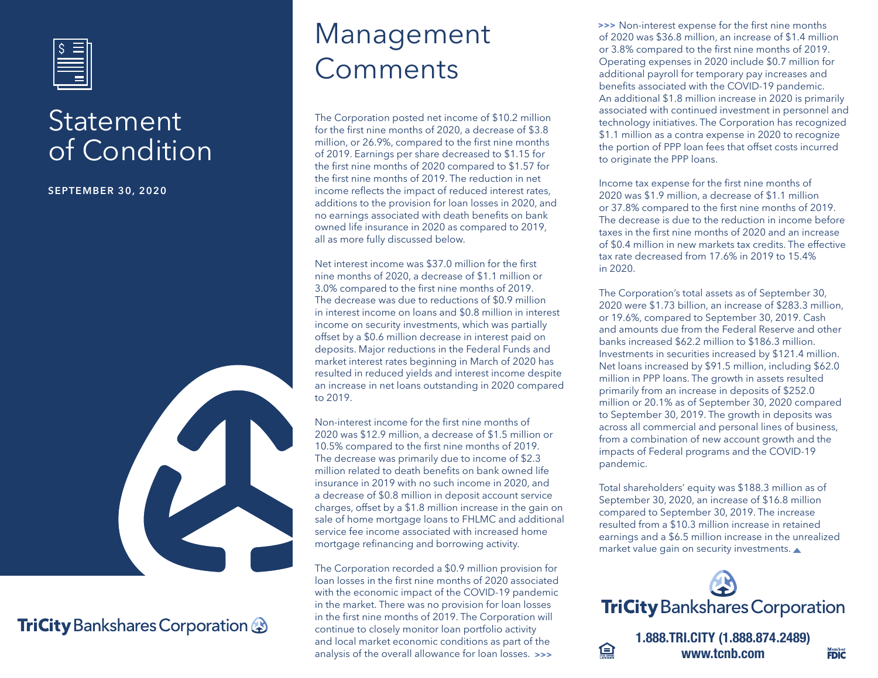# Statement of Condition

**SEPTEMBER 30, 2020**

TriCity Bankshares Corporation

# Management Comments

The Corporation posted net income of $10.2 million for the first nine months of 2020, a decrease of $3.8 million, or 26.9%, compared to the first nine months of 2019. Earnings per share decreased to $1.15 for the first nine months of 2020 compared to $1.57 for the first nine months of 2019. The reduction in net income reflects the impact of reduced interest rates, additions to the provision for loan losses in 2020, and no earnings associated with death benefits on bank owned life insurance in 2020 as compared to 2019, all as more fully discussed below.

Net interest income was $37.0 million for the first nine months of 2020, a decrease of $1.1 million or 3.0% compared to the first nine months of 2019. The decrease was due to reductions of $0.9 million in interest income on loans and $0.8 million in interest income on security investments, which was partially offset by a $0.6 million decrease in interest paid on deposits. Major reductions in the Federal Funds and market interest rates beginning in March of 2020 has resulted in reduced yields and interest income despite an increase in net loans outstanding in 2020 compared to 2019.

Non-interest income for the first nine months of 2020 was $12.9 million, a decrease of $1.5 million or 10.5% compared to the first nine months of 2019. The decrease was primarily due to income of $2.3 million related to death benefits on bank owned life insurance in 2019 with no such income in 2020, and a decrease of $0.8 million in deposit account service charges, offset by a $1.8 million increase in the gain on sale of home mortgage loans to FHLMC and additional service fee income associated with increased home mortgage refinancing and borrowing activity.

The Corporation recorded a $0.9 million provision for loan losses in the first nine months of 2020 associated with the economic impact of the COVID-19 pandemic in the market. There was no provision for loan losses in the first nine months of 2019. The Corporation will continue to closely monitor loan portfolio activity and local market economic conditions as part of the analysis of the overall allowance for loan losses. >>>

>>> Non-interest expense for the first nine months of 2020 was $36.8 million, an increase of $1.4 million or 3.8% compared to the first nine months of 2019. Operating expenses in 2020 include $0.7 million for additional payroll for temporary pay increases and benefits associated with the COVID-19 pandemic. An additional $1.8 million increase in 2020 is primarily associated with continued investment in personnel and technology initiatives. The Corporation has recognized $1.1 million as a contra expense in 2020 to recognize the portion of PPP loan fees that offset costs incurred to originate the PPP loans.

Income tax expense for the first nine months of 2020 was $1.9 million, a decrease of $1.1 million or 37.8% compared to the first nine months of 2019. The decrease is due to the reduction in income before taxes in the first nine months of 2020 and an increase of $0.4 million in new markets tax credits. The effective tax rate decreased from 17.6% in 2019 to 15.4% in 2020.

The Corporation's total assets as of September 30, 2020 were $1.73 billion, an increase of $283.3 million, or 19.6%, compared to September 30, 2019. Cash and amounts due from the Federal Reserve and other banks increased $62.2 million to $186.3 million. Investments in securities increased by $121.4 million. Net loans increased by $91.5 million, including $62.0 million in PPP loans. The growth in assets resulted primarily from an increase in deposits of $252.0 million or 20.1% as of September 30, 2020 compared to September 30, 2019. The growth in deposits was across all commercial and personal lines of business, from a combination of new account growth and the impacts of Federal programs and the COVID-19 pandemic.

Total shareholders' equity was $188.3 million as of September 30, 2020, an increase of $16.8 million compared to September 30, 2019. The increase resulted from a $10.3 million increase in retained earnings and a $6.5 million increase in the unrealized market value gain on security investments.

TriCity Bankshares Corporation

**1.888.TRI.CITY (1.888.874.2489)**
**www.tcnb.com**

Member FDIC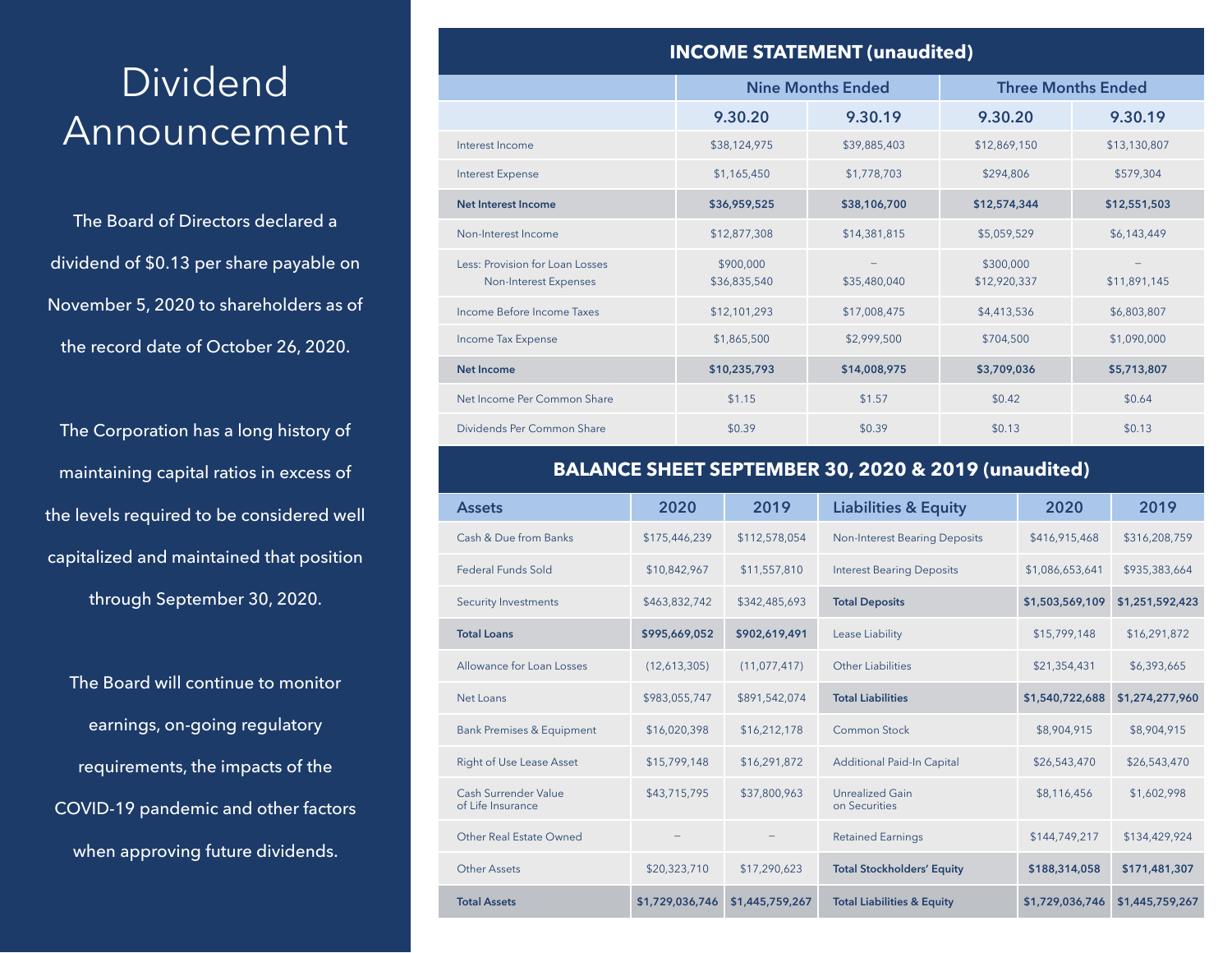# Dividend Announcement

The Board of Directors declared a dividend of $0.13 per share payable on November 5, 2020 to shareholders as of the record date of October 26, 2020.

The Corporation has a long history of maintaining capital ratios in excess of the levels required to be considered well capitalized and maintained that position through September 30, 2020.

The Board will continue to monitor earnings, on-going regulatory requirements, the impacts of the COVID-19 pandemic and other factors when approving future dividends.

## INCOME STATEMENT (unaudited)

| | Nine Months Ended | | Three Months Ended | |
|---|---|---|---|---|
| | **9.30.20** | **9.30.19** | **9.30.20** | **9.30.19** |
| Interest Income | $38,124,975 | $39,885,403 | $12,869,150 | $13,130,807 |
| Interest Expense | $1,165,450 | $1,778,703 | $294,806 | $579,304 |
| **Net Interest Income** | **$36,959,525** | **$38,106,700** | **$12,574,344** | **$12,551,503** |
| Non-Interest Income | $12,877,308 | $14,381,815 | $5,059,529 | $6,143,449 |
| Less: Provision for Loan Losses | $900,000 | – | $300,000 | – |
| Non-Interest Expenses | $36,835,540 | $35,480,040 | $12,920,337 | $11,891,145 |
| Income Before Income Taxes | $12,101,293 | $17,008,475 | $4,413,536 | $6,803,807 |
| Income Tax Expense | $1,865,500 | $2,999,500 | $704,500 | $1,090,000 |
| **Net Income** | **$10,235,793** | **$14,008,975** | **$3,709,036** | **$5,713,807** |
| Net Income Per Common Share | $1.15 | $1.57 | $0.42 | $0.64 |
| Dividends Per Common Share | $0.39 | $0.39 | $0.13 | $0.13 |

## BALANCE SHEET SEPTEMBER 30, 2020 & 2019 (unaudited)

| Assets | 2020 | 2019 | Liabilities & Equity | 2020 | 2019 |
|---|---|---|---|---|---|
| Cash & Due from Banks | $175,446,239 | $112,578,054 | Non-Interest Bearing Deposits | $416,915,468 | $316,208,759 |
| Federal Funds Sold | $10,842,967 | $11,557,810 | Interest Bearing Deposits | $1,086,653,641 | $935,383,664 |
| Security Investments | $463,832,742 | $342,485,693 | **Total Deposits** | **$1,503,569,109** | **$1,251,592,423** |
| **Total Loans** | **$995,669,052** | **$902,619,491** | Lease Liability | $15,799,148 | $16,291,872 |
| Allowance for Loan Losses | (12,613,305) | (11,077,417) | Other Liabilities | $21,354,431 | $6,393,665 |
| Net Loans | $983,055,747 | $891,542,074 | **Total Liabilities** | **$1,540,722,688** | **$1,274,277,960** |
| Bank Premises & Equipment | $16,020,398 | $16,212,178 | Common Stock | $8,904,915 | $8,904,915 |
| Right of Use Lease Asset | $15,799,148 | $16,291,872 | Additional Paid-In Capital | $26,543,470 | $26,543,470 |
| Cash Surrender Value of Life Insurance | $43,715,795 | $37,800,963 | Unrealized Gain on Securities | $8,116,456 | $1,602,998 |
| Other Real Estate Owned | – | – | Retained Earnings | $144,749,217 | $134,429,924 |
| Other Assets | $20,323,710 | $17,290,623 | **Total Stockholders' Equity** | **$188,314,058** | **$171,481,307** |
| **Total Assets** | **$1,729,036,746** | **$1,445,759,267** | **Total Liabilities & Equity** | **$1,729,036,746** | **$1,445,759,267** |